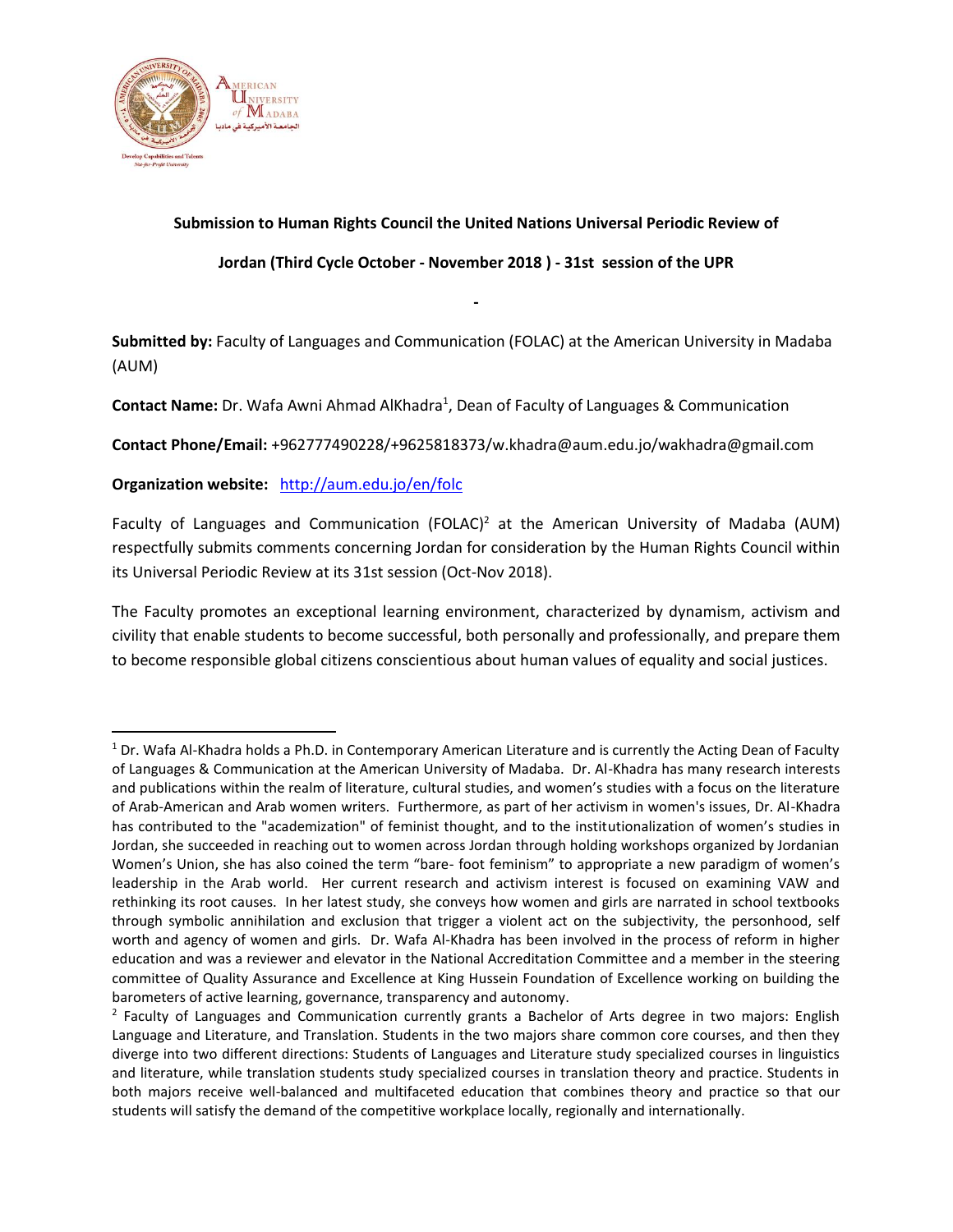**Submission to Human Rights Council the United Nations Universal Periodic Review of Jordan (Third Cycle October - November 2018 ) - 31st session of the UPR**

-

**Submitted by:** Faculty of Languages and Communication (FOLAC) at the American University in Madaba (AUM)

**Contact Name:** Dr. Wafa Awni Ahmad AlKhadra[1], Dean of Faculty of Languages & Communication

**Contact Phone/Email:** +962777490228/+9625818373/w.khadra@aum.edu.jo/wakhadra@gmail.com

**Organization website:** http://aum.edu.jo/en/folc

Faculty of Languages and Communication (FOLAC)[2] at the American University of Madaba (AUM) respectfully submits comments concerning Jordan for consideration by the Human Rights Council within its Universal Periodic Review at its 31st session (Oct-Nov 2018).

The Faculty promotes an exceptional learning environment, characterized by dynamism, activism and civility that enable students to become successful, both personally and professionally, and prepare them to become responsible global citizens conscientious about human values of equality and social justices.

---

[1] Dr. Wafa Al-Khadra holds a Ph.D. in Contemporary American Literature and is currently the Acting Dean of Faculty of Languages & Communication at the American University of Madaba. Dr. Al-Khadra has many research interests and publications within the realm of literature, cultural studies, and women's studies with a focus on the literature of Arab-American and Arab women writers. Furthermore, as part of her activism in women's issues, Dr. Al-Khadra has contributed to the "academization" of feminist thought, and to the institutionalization of women's studies in Jordan, she succeeded in reaching out to women across Jordan through holding workshops organized by Jordanian Women's Union, she has also coined the term "bare- foot feminism" to appropriate a new paradigm of women's leadership in the Arab world. Her current research and activism interest is focused on examining VAW and rethinking its root causes. In her latest study, she conveys how women and girls are narrated in school textbooks through symbolic annihilation and exclusion that trigger a violent act on the subjectivity, the personhood, self worth and agency of women and girls. Dr. Wafa Al-Khadra has been involved in the process of reform in higher education and was a reviewer and elevator in the National Accreditation Committee and a member in the steering committee of Quality Assurance and Excellence at King Hussein Foundation of Excellence working on building the barometers of active learning, governance, transparency and autonomy.

[2] Faculty of Languages and Communication currently grants a Bachelor of Arts degree in two majors: English Language and Literature, and Translation. Students in the two majors share common core courses, and then they diverge into two different directions: Students of Languages and Literature study specialized courses in linguistics and literature, while translation students study specialized courses in translation theory and practice. Students in both majors receive well-balanced and multifaceted education that combines theory and practice so that our students will satisfy the demand of the competitive workplace locally, regionally and internationally.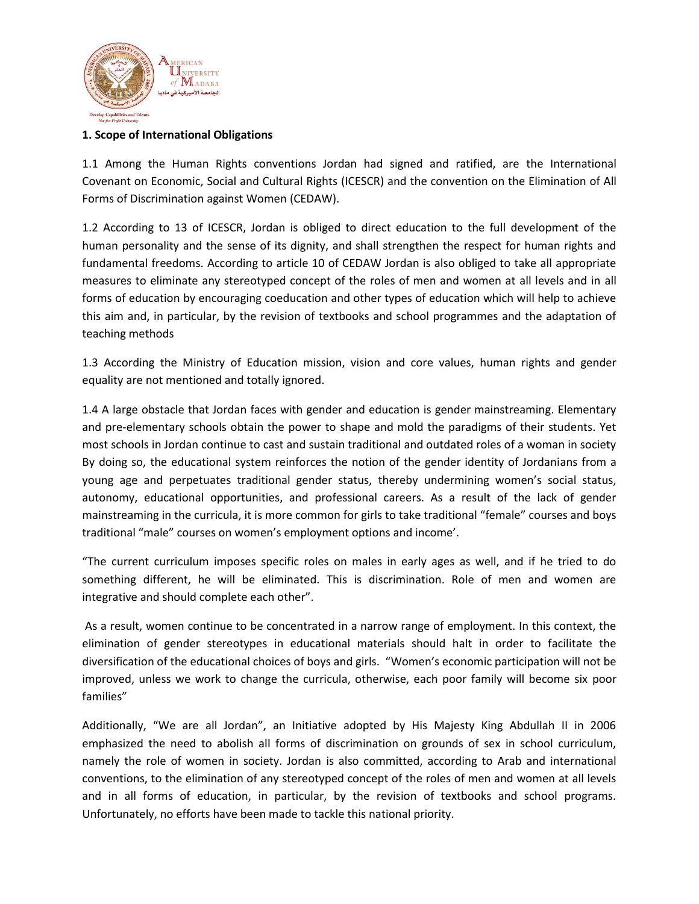### 1. Scope of International Obligations

1.1 Among the Human Rights conventions Jordan had signed and ratified, are the International Covenant on Economic, Social and Cultural Rights (ICESCR) and the convention on the Elimination of All Forms of Discrimination against Women (CEDAW).

1.2 According to 13 of ICESCR, Jordan is obliged to direct education to the full development of the human personality and the sense of its dignity, and shall strengthen the respect for human rights and fundamental freedoms. According to article 10 of CEDAW Jordan is also obliged to take all appropriate measures to eliminate any stereotyped concept of the roles of men and women at all levels and in all forms of education by encouraging coeducation and other types of education which will help to achieve this aim and, in particular, by the revision of textbooks and school programmes and the adaptation of teaching methods

1.3 According the Ministry of Education mission, vision and core values, human rights and gender equality are not mentioned and totally ignored.

1.4 A large obstacle that Jordan faces with gender and education is gender mainstreaming. Elementary and pre-elementary schools obtain the power to shape and mold the paradigms of their students. Yet most schools in Jordan continue to cast and sustain traditional and outdated roles of a woman in society By doing so, the educational system reinforces the notion of the gender identity of Jordanians from a young age and perpetuates traditional gender status, thereby undermining women's social status, autonomy, educational opportunities, and professional careers. As a result of the lack of gender mainstreaming in the curricula, it is more common for girls to take traditional "female" courses and boys traditional "male" courses on women's employment options and income'.

"The current curriculum imposes specific roles on males in early ages as well, and if he tried to do something different, he will be eliminated. This is discrimination. Role of men and women are integrative and should complete each other".

As a result, women continue to be concentrated in a narrow range of employment. In this context, the elimination of gender stereotypes in educational materials should halt in order to facilitate the diversification of the educational choices of boys and girls. "Women's economic participation will not be improved, unless we work to change the curricula, otherwise, each poor family will become six poor families"

Additionally, "We are all Jordan", an Initiative adopted by His Majesty King Abdullah II in 2006 emphasized the need to abolish all forms of discrimination on grounds of sex in school curriculum, namely the role of women in society. Jordan is also committed, according to Arab and international conventions, to the elimination of any stereotyped concept of the roles of men and women at all levels and in all forms of education, in particular, by the revision of textbooks and school programs. Unfortunately, no efforts have been made to tackle this national priority.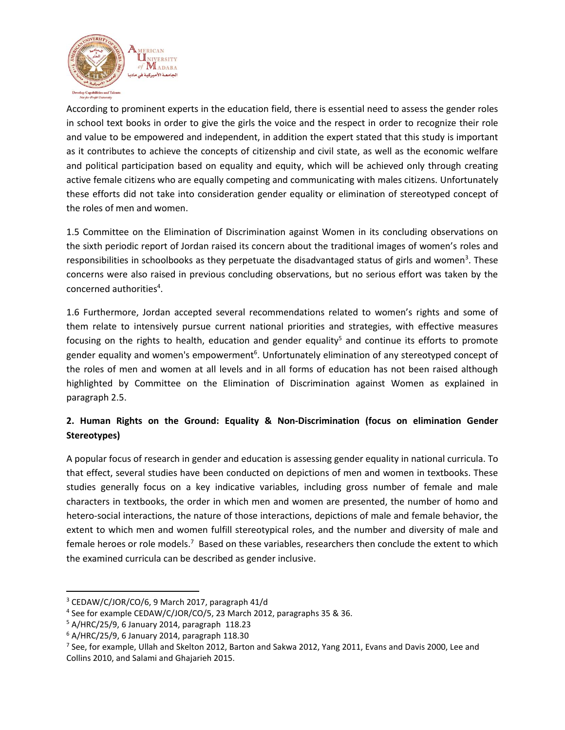According to prominent experts in the education field, there is essential need to assess the gender roles in school text books in order to give the girls the voice and the respect in order to recognize their role and value to be empowered and independent, in addition the expert stated that this study is important as it contributes to achieve the concepts of citizenship and civil state, as well as the economic welfare and political participation based on equality and equity, which will be achieved only through creating active female citizens who are equally competing and communicating with males citizens. Unfortunately these efforts did not take into consideration gender equality or elimination of stereotyped concept of the roles of men and women.

1.5 Committee on the Elimination of Discrimination against Women in its concluding observations on the sixth periodic report of Jordan raised its concern about the traditional images of women's roles and responsibilities in schoolbooks as they perpetuate the disadvantaged status of girls and women[3]. These concerns were also raised in previous concluding observations, but no serious effort was taken by the concerned authorities[4].

1.6 Furthermore, Jordan accepted several recommendations related to women's rights and some of them relate to intensively pursue current national priorities and strategies, with effective measures focusing on the rights to health, education and gender equality[5] and continue its efforts to promote gender equality and women's empowerment[6]. Unfortunately elimination of any stereotyped concept of the roles of men and women at all levels and in all forms of education has not been raised although highlighted by Committee on the Elimination of Discrimination against Women as explained in paragraph 2.5.

## 2. Human Rights on the Ground: Equality & Non-Discrimination (focus on elimination Gender Stereotypes)

A popular focus of research in gender and education is assessing gender equality in national curricula. To that effect, several studies have been conducted on depictions of men and women in textbooks. These studies generally focus on a key indicative variables, including gross number of female and male characters in textbooks, the order in which men and women are presented, the number of homo and hetero-social interactions, the nature of those interactions, depictions of male and female behavior, the extent to which men and women fulfill stereotypical roles, and the number and diversity of male and female heroes or role models.[7] Based on these variables, researchers then conclude the extent to which the examined curricula can be described as gender inclusive.

---

[3] CEDAW/C/JOR/CO/6, 9 March 2017, paragraph 41/d

[4] See for example CEDAW/C/JOR/CO/5, 23 March 2012, paragraphs 35 & 36.

[5] A/HRC/25/9, 6 January 2014, paragraph 118.23

[6] A/HRC/25/9, 6 January 2014, paragraph 118.30

[7] See, for example, Ullah and Skelton 2012, Barton and Sakwa 2012, Yang 2011, Evans and Davis 2000, Lee and Collins 2010, and Salami and Ghajarieh 2015.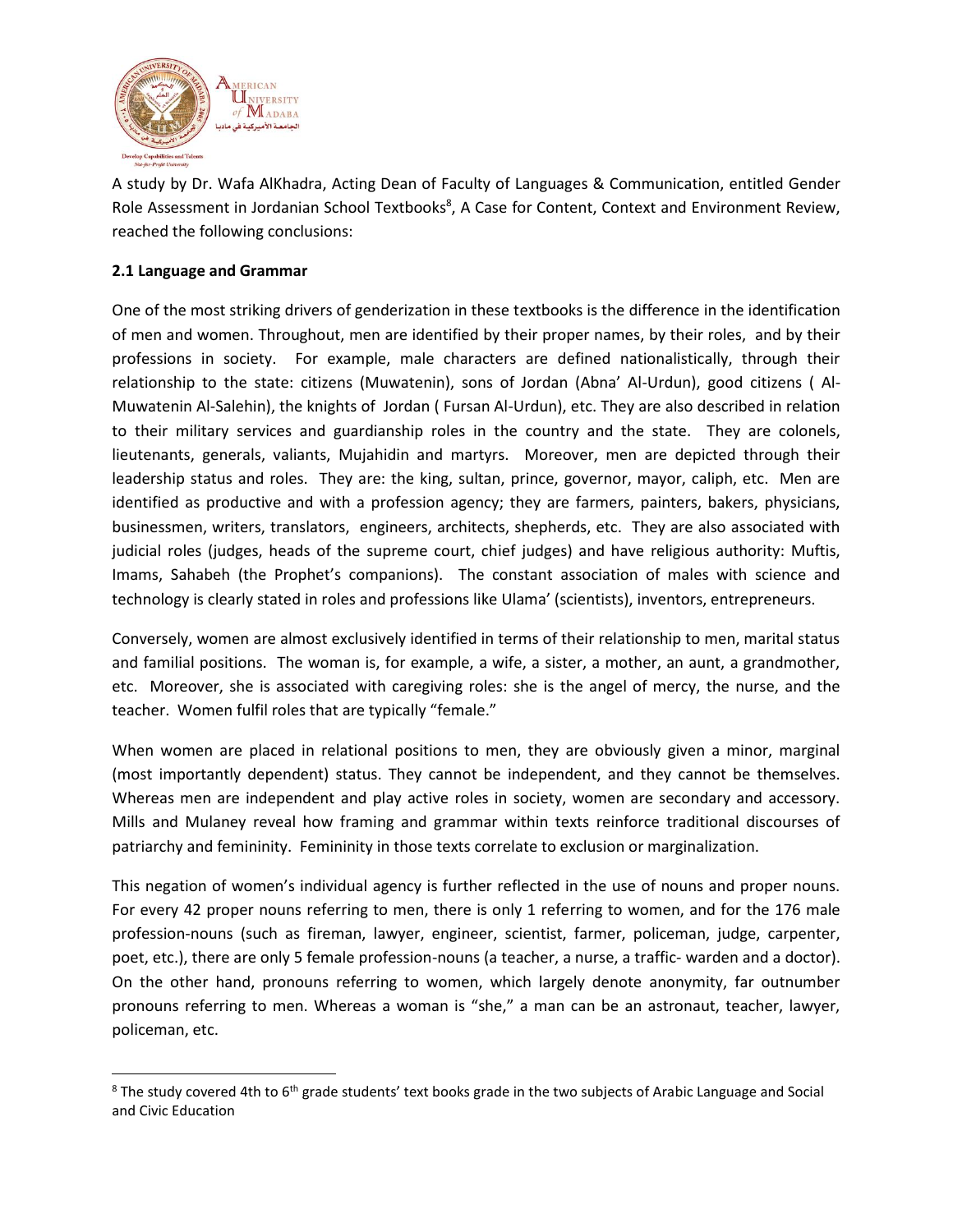A study by Dr. Wafa AlKhadra, Acting Dean of Faculty of Languages & Communication, entitled Gender Role Assessment in Jordanian School Textbooks[8], A Case for Content, Context and Environment Review, reached the following conclusions:

**2.1 Language and Grammar**

One of the most striking drivers of genderization in these textbooks is the difference in the identification of men and women. Throughout, men are identified by their proper names, by their roles, and by their professions in society. For example, male characters are defined nationalistically, through their relationship to the state: citizens (Muwatenin), sons of Jordan (Abna' Al-Urdun), good citizens ( Al-Muwatenin Al-Salehin), the knights of Jordan ( Fursan Al-Urdun), etc. They are also described in relation to their military services and guardianship roles in the country and the state. They are colonels, lieutenants, generals, valiants, Mujahidin and martyrs. Moreover, men are depicted through their leadership status and roles. They are: the king, sultan, prince, governor, mayor, caliph, etc. Men are identified as productive and with a profession agency; they are farmers, painters, bakers, physicians, businessmen, writers, translators, engineers, architects, shepherds, etc. They are also associated with judicial roles (judges, heads of the supreme court, chief judges) and have religious authority: Muftis, Imams, Sahabeh (the Prophet's companions). The constant association of males with science and technology is clearly stated in roles and professions like Ulama' (scientists), inventors, entrepreneurs.

Conversely, women are almost exclusively identified in terms of their relationship to men, marital status and familial positions. The woman is, for example, a wife, a sister, a mother, an aunt, a grandmother, etc. Moreover, she is associated with caregiving roles: she is the angel of mercy, the nurse, and the teacher. Women fulfil roles that are typically "female."

When women are placed in relational positions to men, they are obviously given a minor, marginal (most importantly dependent) status. They cannot be independent, and they cannot be themselves. Whereas men are independent and play active roles in society, women are secondary and accessory. Mills and Mulaney reveal how framing and grammar within texts reinforce traditional discourses of patriarchy and femininity. Femininity in those texts correlate to exclusion or marginalization.

This negation of women's individual agency is further reflected in the use of nouns and proper nouns. For every 42 proper nouns referring to men, there is only 1 referring to women, and for the 176 male profession-nouns (such as fireman, lawyer, engineer, scientist, farmer, policeman, judge, carpenter, poet, etc.), there are only 5 female profession-nouns (a teacher, a nurse, a traffic- warden and a doctor). On the other hand, pronouns referring to women, which largely denote anonymity, far outnumber pronouns referring to men. Whereas a woman is "she," a man can be an astronaut, teacher, lawyer, policeman, etc.

---

[8] The study covered 4th to 6th grade students' text books grade in the two subjects of Arabic Language and Social and Civic Education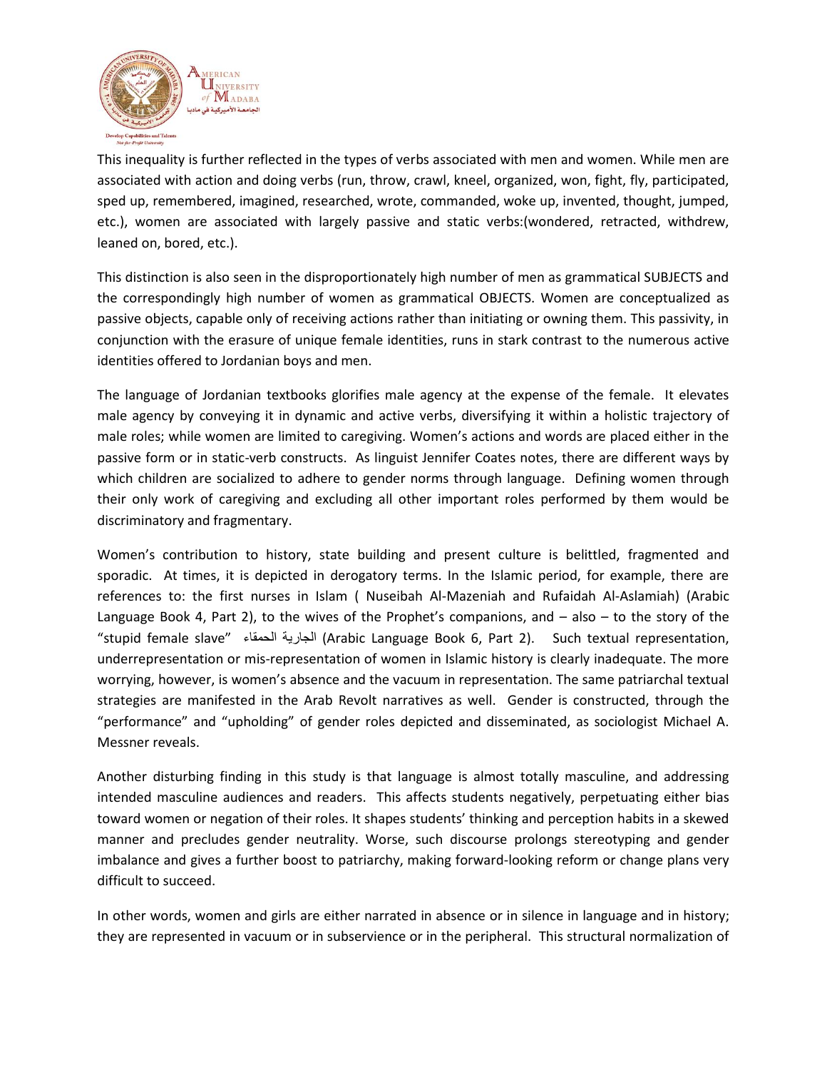This inequality is further reflected in the types of verbs associated with men and women. While men are associated with action and doing verbs (run, throw, crawl, kneel, organized, won, fight, fly, participated, sped up, remembered, imagined, researched, wrote, commanded, woke up, invented, thought, jumped, etc.), women are associated with largely passive and static verbs:(wondered, retracted, withdrew, leaned on, bored, etc.).

This distinction is also seen in the disproportionately high number of men as grammatical SUBJECTS and the correspondingly high number of women as grammatical OBJECTS. Women are conceptualized as passive objects, capable only of receiving actions rather than initiating or owning them. This passivity, in conjunction with the erasure of unique female identities, runs in stark contrast to the numerous active identities offered to Jordanian boys and men.

The language of Jordanian textbooks glorifies male agency at the expense of the female. It elevates male agency by conveying it in dynamic and active verbs, diversifying it within a holistic trajectory of male roles; while women are limited to caregiving. Women's actions and words are placed either in the passive form or in static-verb constructs. As linguist Jennifer Coates notes, there are different ways by which children are socialized to adhere to gender norms through language. Defining women through their only work of caregiving and excluding all other important roles performed by them would be discriminatory and fragmentary.

Women's contribution to history, state building and present culture is belittled, fragmented and sporadic. At times, it is depicted in derogatory terms. In the Islamic period, for example, there are references to: the first nurses in Islam ( Nuseibah Al-Mazeniah and Rufaidah Al-Aslamiah) (Arabic Language Book 4, Part 2), to the wives of the Prophet's companions, and – also – to the story of the "stupid female slave" الجارية الحمقاء (Arabic Language Book 6, Part 2). Such textual representation, underrepresentation or mis-representation of women in Islamic history is clearly inadequate. The more worrying, however, is women's absence and the vacuum in representation. The same patriarchal textual strategies are manifested in the Arab Revolt narratives as well. Gender is constructed, through the "performance" and "upholding" of gender roles depicted and disseminated, as sociologist Michael A. Messner reveals.

Another disturbing finding in this study is that language is almost totally masculine, and addressing intended masculine audiences and readers. This affects students negatively, perpetuating either bias toward women or negation of their roles. It shapes students' thinking and perception habits in a skewed manner and precludes gender neutrality. Worse, such discourse prolongs stereotyping and gender imbalance and gives a further boost to patriarchy, making forward-looking reform or change plans very difficult to succeed.

In other words, women and girls are either narrated in absence or in silence in language and in history; they are represented in vacuum or in subservience or in the peripheral. This structural normalization of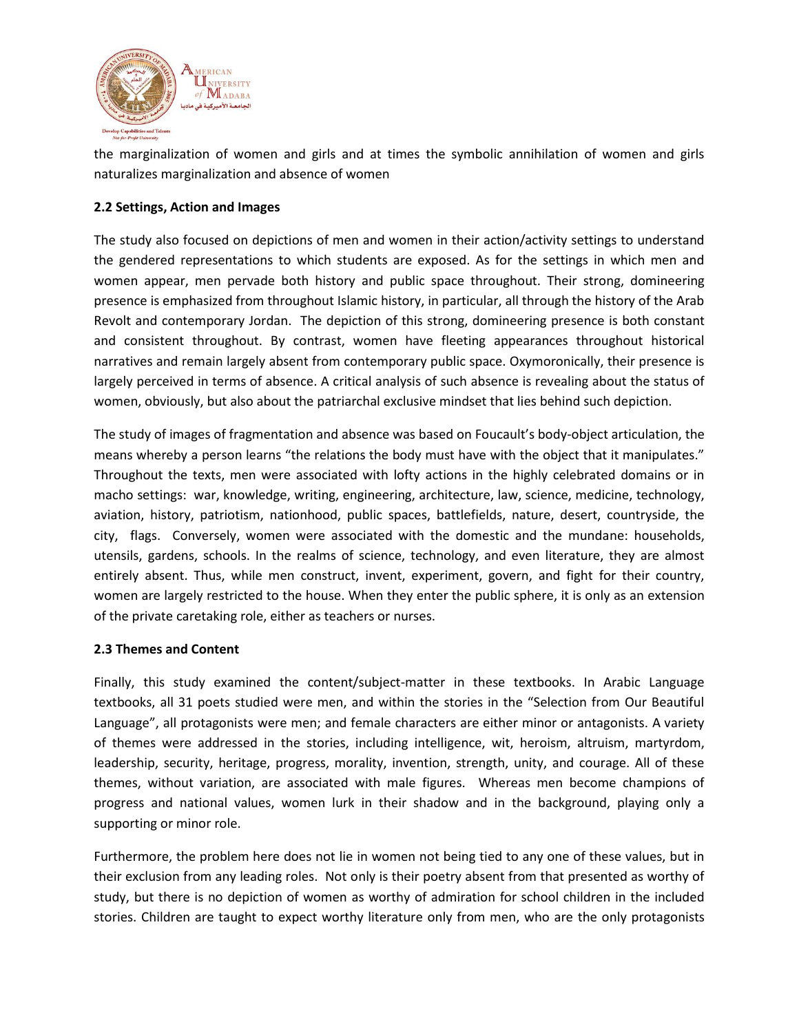the marginalization of women and girls and at times the symbolic annihilation of women and girls naturalizes marginalization and absence of women

**2.2 Settings, Action and Images**

The study also focused on depictions of men and women in their action/activity settings to understand the gendered representations to which students are exposed. As for the settings in which men and women appear, men pervade both history and public space throughout. Their strong, domineering presence is emphasized from throughout Islamic history, in particular, all through the history of the Arab Revolt and contemporary Jordan. The depiction of this strong, domineering presence is both constant and consistent throughout. By contrast, women have fleeting appearances throughout historical narratives and remain largely absent from contemporary public space. Oxymoronically, their presence is largely perceived in terms of absence. A critical analysis of such absence is revealing about the status of women, obviously, but also about the patriarchal exclusive mindset that lies behind such depiction.

The study of images of fragmentation and absence was based on Foucault's body-object articulation, the means whereby a person learns "the relations the body must have with the object that it manipulates." Throughout the texts, men were associated with lofty actions in the highly celebrated domains or in macho settings: war, knowledge, writing, engineering, architecture, law, science, medicine, technology, aviation, history, patriotism, nationhood, public spaces, battlefields, nature, desert, countryside, the city, flags. Conversely, women were associated with the domestic and the mundane: households, utensils, gardens, schools. In the realms of science, technology, and even literature, they are almost entirely absent. Thus, while men construct, invent, experiment, govern, and fight for their country, women are largely restricted to the house. When they enter the public sphere, it is only as an extension of the private caretaking role, either as teachers or nurses.

**2.3 Themes and Content**

Finally, this study examined the content/subject-matter in these textbooks. In Arabic Language textbooks, all 31 poets studied were men, and within the stories in the "Selection from Our Beautiful Language", all protagonists were men; and female characters are either minor or antagonists. A variety of themes were addressed in the stories, including intelligence, wit, heroism, altruism, martyrdom, leadership, security, heritage, progress, morality, invention, strength, unity, and courage. All of these themes, without variation, are associated with male figures. Whereas men become champions of progress and national values, women lurk in their shadow and in the background, playing only a supporting or minor role.

Furthermore, the problem here does not lie in women not being tied to any one of these values, but in their exclusion from any leading roles. Not only is their poetry absent from that presented as worthy of study, but there is no depiction of women as worthy of admiration for school children in the included stories. Children are taught to expect worthy literature only from men, who are the only protagonists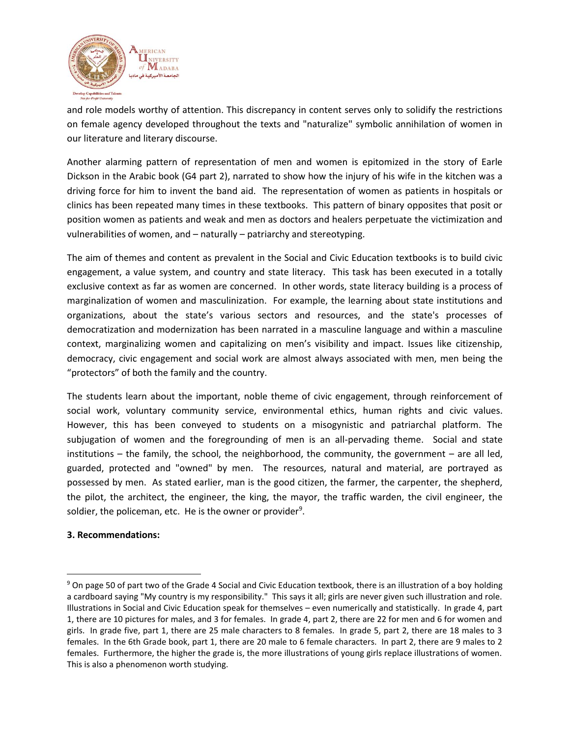and role models worthy of attention. This discrepancy in content serves only to solidify the restrictions on female agency developed throughout the texts and "naturalize" symbolic annihilation of women in our literature and literary discourse.

Another alarming pattern of representation of men and women is epitomized in the story of Earle Dickson in the Arabic book (G4 part 2), narrated to show how the injury of his wife in the kitchen was a driving force for him to invent the band aid. The representation of women as patients in hospitals or clinics has been repeated many times in these textbooks. This pattern of binary opposites that posit or position women as patients and weak and men as doctors and healers perpetuate the victimization and vulnerabilities of women, and – naturally – patriarchy and stereotyping.

The aim of themes and content as prevalent in the Social and Civic Education textbooks is to build civic engagement, a value system, and country and state literacy. This task has been executed in a totally exclusive context as far as women are concerned. In other words, state literacy building is a process of marginalization of women and masculinization. For example, the learning about state institutions and organizations, about the state's various sectors and resources, and the state's processes of democratization and modernization has been narrated in a masculine language and within a masculine context, marginalizing women and capitalizing on men's visibility and impact. Issues like citizenship, democracy, civic engagement and social work are almost always associated with men, men being the "protectors" of both the family and the country.

The students learn about the important, noble theme of civic engagement, through reinforcement of social work, voluntary community service, environmental ethics, human rights and civic values. However, this has been conveyed to students on a misogynistic and patriarchal platform. The subjugation of women and the foregrounding of men is an all-pervading theme. Social and state institutions – the family, the school, the neighborhood, the community, the government – are all led, guarded, protected and "owned" by men. The resources, natural and material, are portrayed as possessed by men. As stated earlier, man is the good citizen, the farmer, the carpenter, the shepherd, the pilot, the architect, the engineer, the king, the mayor, the traffic warden, the civil engineer, the soldier, the policeman, etc. He is the owner or provider[9].

**3. Recommendations:**

---

[9] On page 50 of part two of the Grade 4 Social and Civic Education textbook, there is an illustration of a boy holding a cardboard saying "My country is my responsibility." This says it all; girls are never given such illustration and role. Illustrations in Social and Civic Education speak for themselves – even numerically and statistically. In grade 4, part 1, there are 10 pictures for males, and 3 for females. In grade 4, part 2, there are 22 for men and 6 for women and girls. In grade five, part 1, there are 25 male characters to 8 females. In grade 5, part 2, there are 18 males to 3 females. In the 6th Grade book, part 1, there are 20 male to 6 female characters. In part 2, there are 9 males to 2 females. Furthermore, the higher the grade is, the more illustrations of young girls replace illustrations of women. This is also a phenomenon worth studying.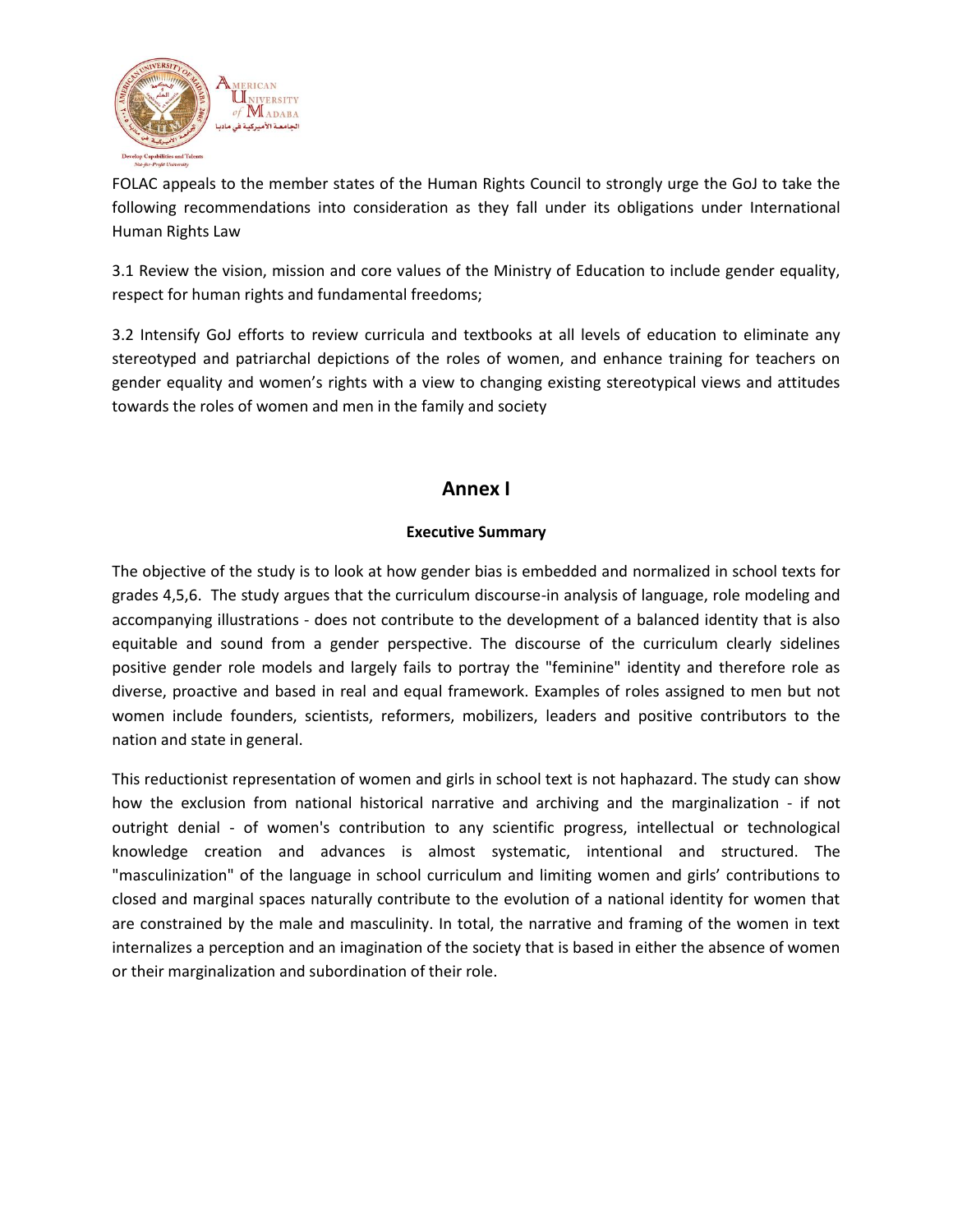FOLAC appeals to the member states of the Human Rights Council to strongly urge the GoJ to take the following recommendations into consideration as they fall under its obligations under International Human Rights Law

3.1 Review the vision, mission and core values of the Ministry of Education to include gender equality, respect for human rights and fundamental freedoms;

3.2 Intensify GoJ efforts to review curricula and textbooks at all levels of education to eliminate any stereotyped and patriarchal depictions of the roles of women, and enhance training for teachers on gender equality and women's rights with a view to changing existing stereotypical views and attitudes towards the roles of women and men in the family and society

## Annex I

### Executive Summary

The objective of the study is to look at how gender bias is embedded and normalized in school texts for grades 4,5,6. The study argues that the curriculum discourse-in analysis of language, role modeling and accompanying illustrations - does not contribute to the development of a balanced identity that is also equitable and sound from a gender perspective. The discourse of the curriculum clearly sidelines positive gender role models and largely fails to portray the "feminine" identity and therefore role as diverse, proactive and based in real and equal framework. Examples of roles assigned to men but not women include founders, scientists, reformers, mobilizers, leaders and positive contributors to the nation and state in general.

This reductionist representation of women and girls in school text is not haphazard. The study can show how the exclusion from national historical narrative and archiving and the marginalization - if not outright denial - of women's contribution to any scientific progress, intellectual or technological knowledge creation and advances is almost systematic, intentional and structured. The "masculinization" of the language in school curriculum and limiting women and girls' contributions to closed and marginal spaces naturally contribute to the evolution of a national identity for women that are constrained by the male and masculinity. In total, the narrative and framing of the women in text internalizes a perception and an imagination of the society that is based in either the absence of women or their marginalization and subordination of their role.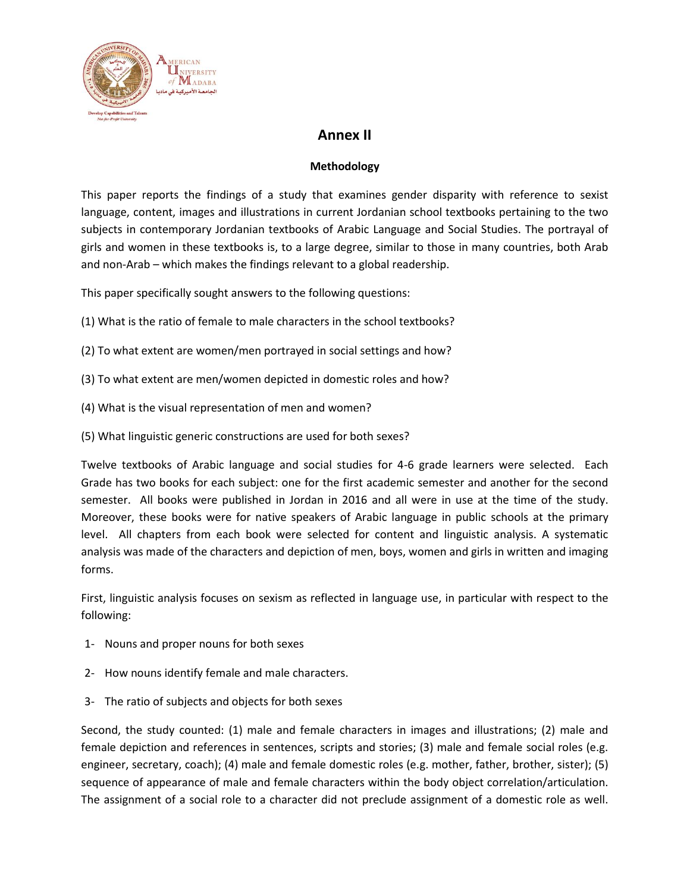# Annex II

### Methodology

This paper reports the findings of a study that examines gender disparity with reference to sexist language, content, images and illustrations in current Jordanian school textbooks pertaining to the two subjects in contemporary Jordanian textbooks of Arabic Language and Social Studies. The portrayal of girls and women in these textbooks is, to a large degree, similar to those in many countries, both Arab and non-Arab – which makes the findings relevant to a global readership.

This paper specifically sought answers to the following questions:

(1) What is the ratio of female to male characters in the school textbooks?

(2) To what extent are women/men portrayed in social settings and how?

(3) To what extent are men/women depicted in domestic roles and how?

(4) What is the visual representation of men and women?

(5) What linguistic generic constructions are used for both sexes?

Twelve textbooks of Arabic language and social studies for 4-6 grade learners were selected. Each Grade has two books for each subject: one for the first academic semester and another for the second semester. All books were published in Jordan in 2016 and all were in use at the time of the study. Moreover, these books were for native speakers of Arabic language in public schools at the primary level. All chapters from each book were selected for content and linguistic analysis. A systematic analysis was made of the characters and depiction of men, boys, women and girls in written and imaging forms.

First, linguistic analysis focuses on sexism as reflected in language use, in particular with respect to the following:

1- Nouns and proper nouns for both sexes

2- How nouns identify female and male characters.

3- The ratio of subjects and objects for both sexes

Second, the study counted: (1) male and female characters in images and illustrations; (2) male and female depiction and references in sentences, scripts and stories; (3) male and female social roles (e.g. engineer, secretary, coach); (4) male and female domestic roles (e.g. mother, father, brother, sister); (5) sequence of appearance of male and female characters within the body object correlation/articulation. The assignment of a social role to a character did not preclude assignment of a domestic role as well.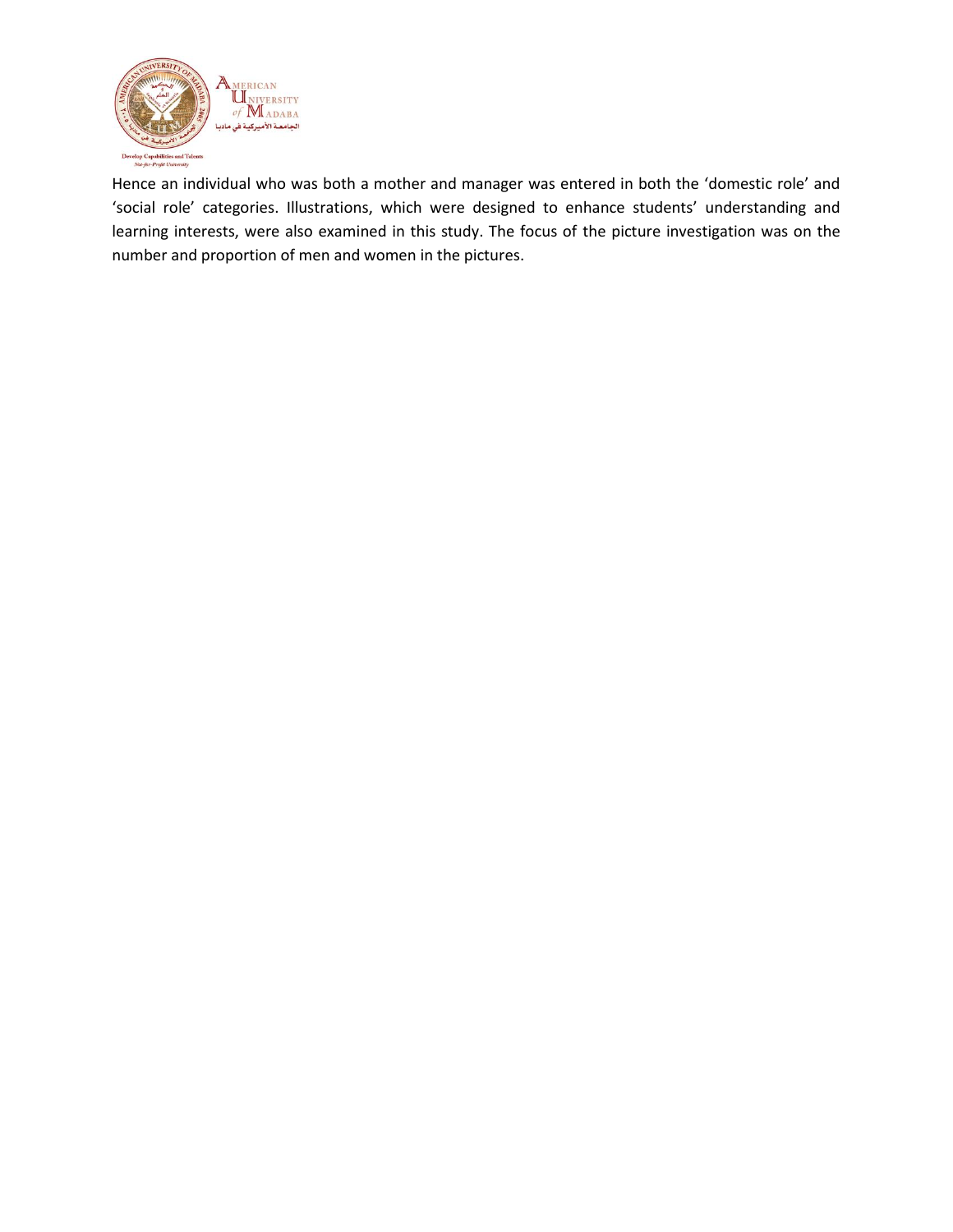Hence an individual who was both a mother and manager was entered in both the 'domestic role' and 'social role' categories. Illustrations, which were designed to enhance students' understanding and learning interests, were also examined in this study. The focus of the picture investigation was on the number and proportion of men and women in the pictures.